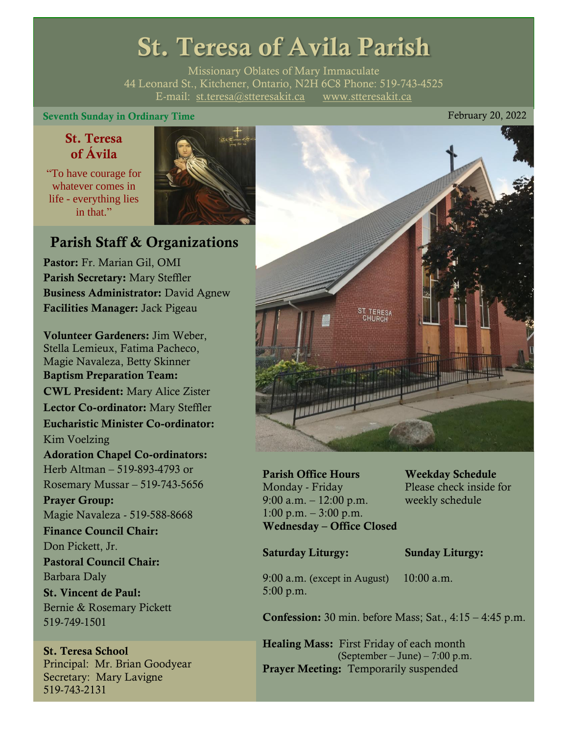# St. Teresa of Avila Parish

Missionary Oblates of Mary Immaculate
44 Leonard St., Kitchener, Ontario, N2H 6C8 Phone: 519-743-4525
E-mail: st.teresa@stteresakit.ca www.stteresakit.ca

**Seventh Sunday in Ordinary Time** February 20, 2022

## St. Teresa of Ávila

"To have courage for whatever comes in life - everything lies in that."

## Parish Staff & Organizations

**Pastor:** Fr. Marian Gil, OMI
**Parish Secretary:** Mary Steffler
**Business Administrator:** David Agnew
**Facilities Manager:** Jack Pigeau

**Volunteer Gardeners:** Jim Weber, Stella Lemieux, Fatima Pacheco, Magie Navaleza, Betty Skinner
**Baptism Preparation Team:**
**CWL President:** Mary Alice Zister
**Lector Co-ordinator:** Mary Steffler
**Eucharistic Minister Co-ordinator:** Kim Voelzing
**Adoration Chapel Co-ordinators:** Herb Altman – 519-893-4793 or Rosemary Mussar – 519-743-5656
**Prayer Group:** Magie Navaleza - 519-588-8668
**Finance Council Chair:** Don Pickett, Jr.
**Pastoral Council Chair:** Barbara Daly
**St. Vincent de Paul:** Bernie & Rosemary Pickett 519-749-1501

**St. Teresa School**
Principal: Mr. Brian Goodyear
Secretary: Mary Lavigne
519-743-2131

**Parish Office Hours**
Monday - Friday
9:00 a.m. – 12:00 p.m.
1:00 p.m. – 3:00 p.m.
**Wednesday – Office Closed**

**Weekday Schedule**
Please check inside for weekly schedule

**Saturday Liturgy:**
9:00 a.m. (except in August)
5:00 p.m.

**Sunday Liturgy:**
10:00 a.m.

**Confession:** 30 min. before Mass; Sat., 4:15 – 4:45 p.m.

**Healing Mass:** First Friday of each month (September – June) – 7:00 p.m.
**Prayer Meeting:** Temporarily suspended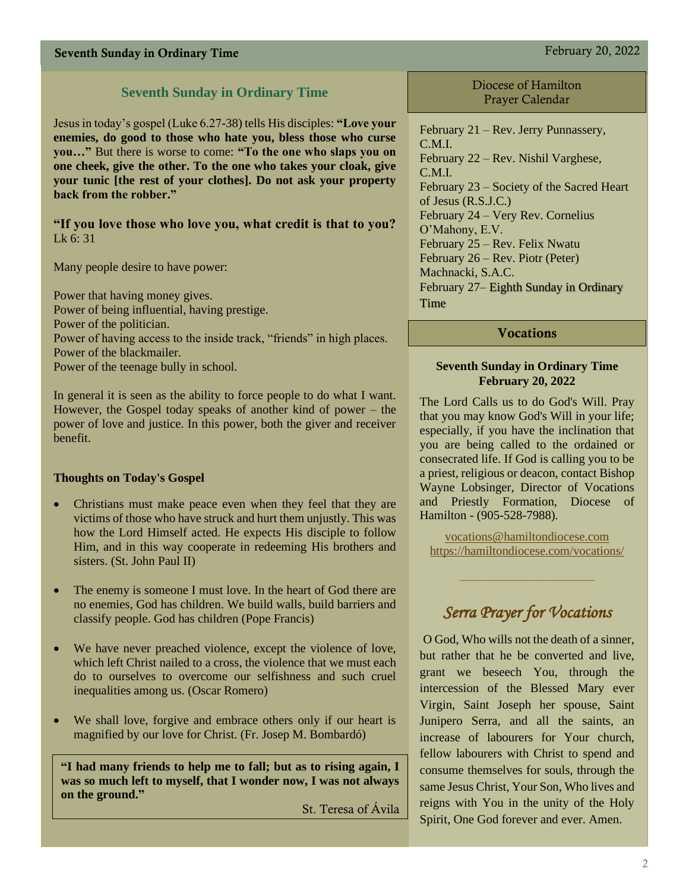## Seventh Sunday in Ordinary Time

Jesus in today's gospel (Luke 6.27-38) tells His disciples: **"Love your enemies, do good to those who hate you, bless those who curse you…"** But there is worse to come: **"To the one who slaps you on one cheek, give the other. To the one who takes your cloak, give your tunic [the rest of your clothes]. Do not ask your property back from the robber."**

**"If you love those who love you, what credit is that to you?** Lk 6: 31

Many people desire to have power:

Power that having money gives.
Power of being influential, having prestige.
Power of the politician.
Power of having access to the inside track, "friends" in high places.
Power of the blackmailer.
Power of the teenage bully in school.

In general it is seen as the ability to force people to do what I want. However, the Gospel today speaks of another kind of power – the power of love and justice. In this power, both the giver and receiver benefit.

**Thoughts on Today's Gospel**

- Christians must make peace even when they feel that they are victims of those who have struck and hurt them unjustly. This was how the Lord Himself acted. He expects His disciple to follow Him, and in this way cooperate in redeeming His brothers and sisters. (St. John Paul II)
- The enemy is someone I must love. In the heart of God there are no enemies, God has children. We build walls, build barriers and classify people. God has children (Pope Francis)
- We have never preached violence, except the violence of love, which left Christ nailed to a cross, the violence that we must each do to ourselves to overcome our selfishness and such cruel inequalities among us. (Oscar Romero)
- We shall love, forgive and embrace others only if our heart is magnified by our love for Christ. (Fr. Josep M. Bombardó)

> **"I had many friends to help me to fall; but as to rising again, I was so much left to myself, that I wonder now, I was not always on the ground."**
>
> St. Teresa of Ávila

## Diocese of Hamilton Prayer Calendar

February 21 – Rev. Jerry Punnassery, C.M.I.
February 22 – Rev. Nishil Varghese, C.M.I.
February 23 – Society of the Sacred Heart of Jesus (R.S.J.C.)
February 24 – Very Rev. Cornelius O'Mahony, E.V.
February 25 – Rev. Felix Nwatu
February 26 – Rev. Piotr (Peter) Machnacki, S.A.C.
February 27– Eighth Sunday in Ordinary Time

## Vocations

**Seventh Sunday in Ordinary Time**
**February 20, 2022**

The Lord Calls us to do God's Will. Pray that you may know God's Will in your life; especially, if you have the inclination that you are being called to the ordained or consecrated life. If God is calling you to be a priest, religious or deacon, contact Bishop Wayne Lobsinger, Director of Vocations and Priestly Formation, Diocese of Hamilton - (905-528-7988).

vocations@hamiltondiocese.com
https://hamiltondiocese.com/vocations/

## *Serra Prayer for Vocations*

O God, Who wills not the death of a sinner, but rather that he be converted and live, grant we beseech You, through the intercession of the Blessed Mary ever Virgin, Saint Joseph her spouse, Saint Junipero Serra, and all the saints, an increase of labourers for Your church, fellow labourers with Christ to spend and consume themselves for souls, through the same Jesus Christ, Your Son, Who lives and reigns with You in the unity of the Holy Spirit, One God forever and ever. Amen.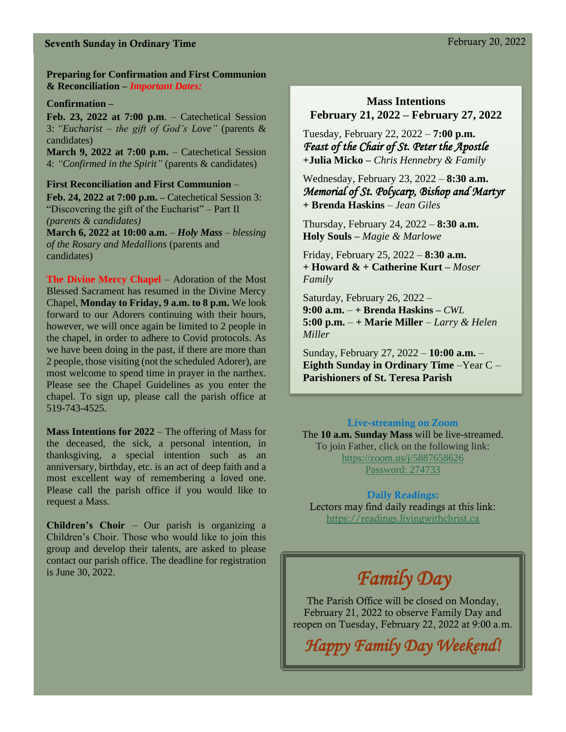**Preparing for Confirmation and First Communion & Reconciliation –** ***Important Dates:***

**Confirmation –**

**Feb. 23, 2022 at 7:00 p.m**. – Catechetical Session 3: *"Eucharist – the gift of God's Love"* (parents & candidates)

**March 9, 2022 at 7:00 p.m.** – Catechetical Session 4: *"Confirmed in the Spirit"* (parents & candidates)

**First Reconciliation and First Communion** –

**Feb. 24, 2022 at 7:00 p.m. –** Catechetical Session 3: "Discovering the gift of the Eucharist" – Part II *(parents & candidates)*

**March 6, 2022 at 10:00 a.m.** – ***Holy Mass*** – *blessing of the Rosary and Medallions* (parents and candidates)

**The Divine Mercy Chapel** – Adoration of the Most Blessed Sacrament has resumed in the Divine Mercy Chapel, **Monday to Friday, 9 a.m. to 8 p.m.** We look forward to our Adorers continuing with their hours, however, we will once again be limited to 2 people in the chapel, in order to adhere to Covid protocols. As we have been doing in the past, if there are more than 2 people, those visiting (not the scheduled Adorer), are most welcome to spend time in prayer in the narthex. Please see the Chapel Guidelines as you enter the chapel. To sign up, please call the parish office at 519-743-4525.

**Mass Intentions for 2022** – The offering of Mass for the deceased, the sick, a personal intention, in thanksgiving, a special intention such as an anniversary, birthday, etc. is an act of deep faith and a most excellent way of remembering a loved one. Please call the parish office if you would like to request a Mass.

**Children's Choir** – Our parish is organizing a Children's Choir. Those who would like to join this group and develop their talents, are asked to please contact our parish office. The deadline for registration is June 30, 2022.

## Mass Intentions
## February 21, 2022 – February 27, 2022

Tuesday, February 22, 2022 – **7:00 p.m.**
***Feast of the Chair of St. Peter the Apostle***
**+Julia Micko –** *Chris Hennebry & Family*

Wednesday, February 23, 2022 – **8:30 a.m.**
***Memorial of St. Polycarp, Bishop and Martyr***
**+ Brenda Haskins** – *Jean Giles*

Thursday, February 24, 2022 – **8:30 a.m.**
**Holy Souls –** *Magie & Marlowe*

Friday, February 25, 2022 – **8:30 a.m.**
**+ Howard & + Catherine Kurt –** *Moser Family*

Saturday, February 26, 2022 –
**9:00 a.m.** – **+ Brenda Haskins –** *CWL*
**5:00 p.m.** – **+ Marie Miller** – *Larry & Helen Miller*

Sunday, February 27, 2022 – **10:00 a.m.** –
**Eighth Sunday in Ordinary Time** –Year C –
**Parishioners of St. Teresa Parish**

### Live-streaming on Zoom

The **10 a.m. Sunday Mass** will be live-streamed.
To join Father, click on the following link:
https://zoom.us/j/5887658626
Password: 274733

### Daily Readings:

Lectors may find daily readings at this link:
https://readings.livingwithchrist.ca

## *Family Day*

The Parish Office will be closed on Monday, February 21, 2022 to observe Family Day and reopen on Tuesday, February 22, 2022 at 9:00 a.m.

***Happy Family Day Weekend!***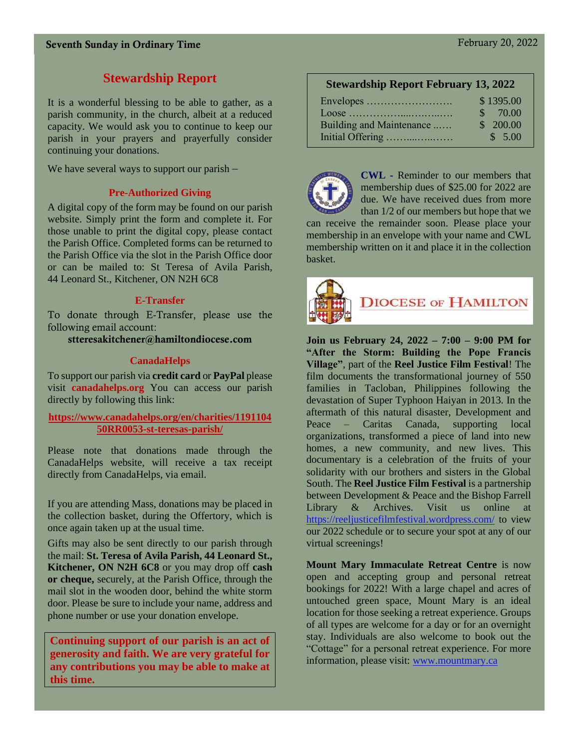## Stewardship Report

It is a wonderful blessing to be able to gather, as a parish community, in the church, albeit at a reduced capacity. We would ask you to continue to keep our parish in your prayers and prayerfully consider continuing your donations.

We have several ways to support our parish –

### Pre-Authorized Giving

A digital copy of the form may be found on our parish website. Simply print the form and complete it. For those unable to print the digital copy, please contact the Parish Office. Completed forms can be returned to the Parish Office via the slot in the Parish Office door or can be mailed to: St Teresa of Avila Parish, 44 Leonard St., Kitchener, ON N2H 6C8

### E-Transfer

To donate through E-Transfer, please use the following email account:

**stteresakitchener@hamiltondiocese.com**

### CanadaHelps

To support our parish via **credit card** or **PayPal** please visit **canadahelps.org** You can access our parish directly by following this link:

**https://www.canadahelps.org/en/charities/119110450RR0053-st-teresas-parish/**

Please note that donations made through the CanadaHelps website, will receive a tax receipt directly from CanadaHelps, via email.

If you are attending Mass, donations may be placed in the collection basket, during the Offertory, which is once again taken up at the usual time.

Gifts may also be sent directly to our parish through the mail: **St. Teresa of Avila Parish, 44 Leonard St., Kitchener, ON N2H 6C8** or you may drop off **cash or cheque,** securely, at the Parish Office, through the mail slot in the wooden door, behind the white storm door. Please be sure to include your name, address and phone number or use your donation envelope.

**Continuing support of our parish is an act of generosity and faith. We are very grateful for any contributions you may be able to make at this time.**

### Stewardship Report February 13, 2022

| Item | Amount |
|---|---|
| Envelopes | $ 1395.00 |
| Loose | $ 70.00 |
| Building and Maintenance | $ 200.00 |
| Initial Offering | $ 5.00 |

**CWL** - Reminder to our members that membership dues of $25.00 for 2022 are due. We have received dues from more than 1/2 of our members but hope that we can receive the remainder soon. Please place your membership in an envelope with your name and CWL membership written on it and place it in the collection basket.

## Diocese of Hamilton

**Join us February 24, 2022 – 7:00 – 9:00 PM for "After the Storm: Building the Pope Francis Village"**, part of the **Reel Justice Film Festival**! The film documents the transformational journey of 550 families in Tacloban, Philippines following the devastation of Super Typhoon Haiyan in 2013. In the aftermath of this natural disaster, Development and Peace – Caritas Canada, supporting local organizations, transformed a piece of land into new homes, a new community, and new lives. This documentary is a celebration of the fruits of your solidarity with our brothers and sisters in the Global South. The **Reel Justice Film Festival** is a partnership between Development & Peace and the Bishop Farrell Library & Archives. Visit us online at https://reeljusticefilmfestival.wordpress.com/ to view our 2022 schedule or to secure your spot at any of our virtual screenings!

**Mount Mary Immaculate Retreat Centre** is now open and accepting group and personal retreat bookings for 2022! With a large chapel and acres of untouched green space, Mount Mary is an ideal location for those seeking a retreat experience. Groups of all types are welcome for a day or for an overnight stay. Individuals are also welcome to book out the "Cottage" for a personal retreat experience. For more information, please visit: www.mountmary.ca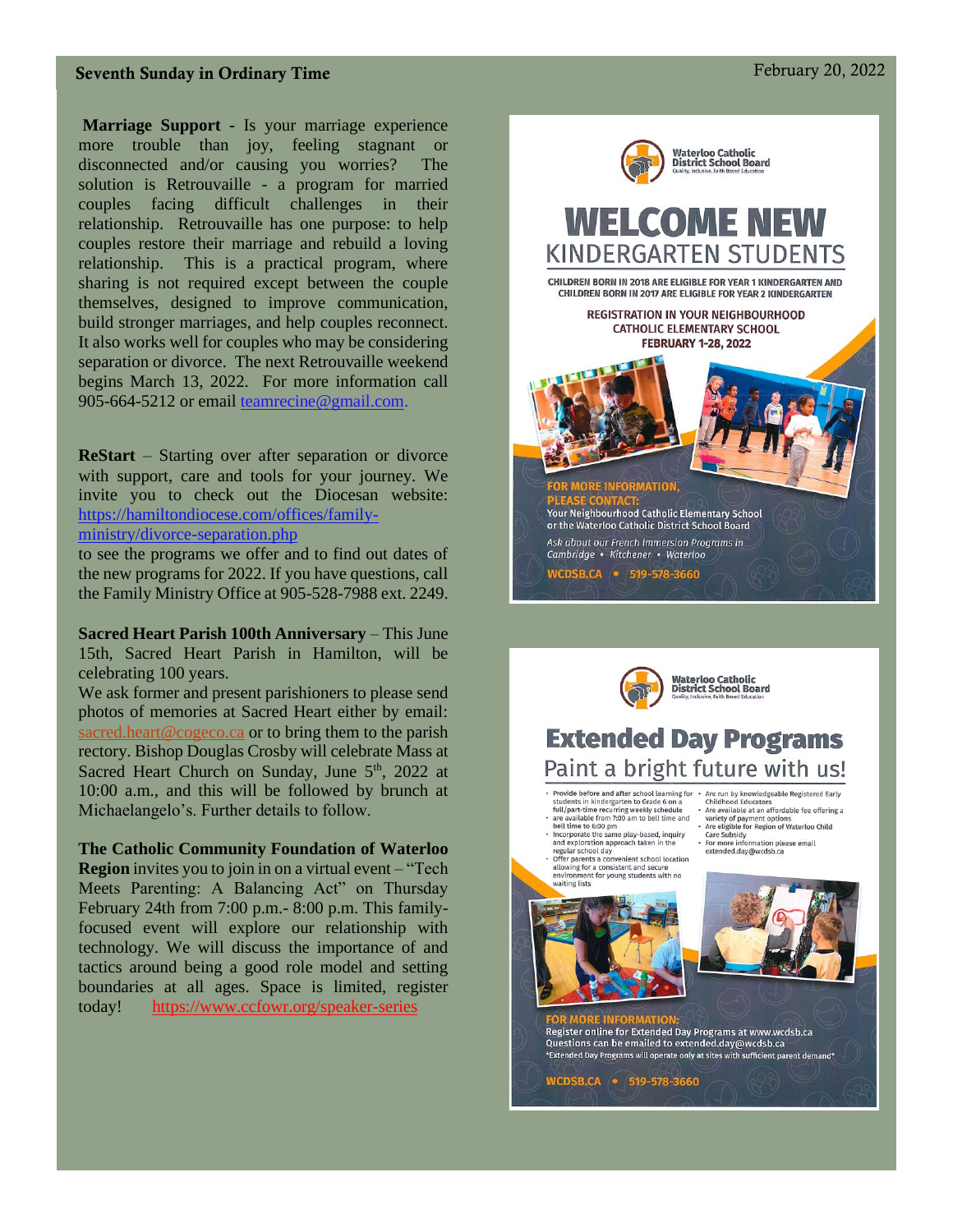Seventh Sunday in Ordinary Time

February 20, 2022

**Marriage Support** - Is your marriage experience more trouble than joy, feeling stagnant or disconnected and/or causing you worries? The solution is Retrouvaille - a program for married couples facing difficult challenges in their relationship. Retrouvaille has one purpose: to help couples restore their marriage and rebuild a loving relationship. This is a practical program, where sharing is not required except between the couple themselves, designed to improve communication, build stronger marriages, and help couples reconnect. It also works well for couples who may be considering separation or divorce. The next Retrouvaille weekend begins March 13, 2022. For more information call 905-664-5212 or email teamrecine@gmail.com.

**ReStart** – Starting over after separation or divorce with support, care and tools for your journey. We invite you to check out the Diocesan website: https://hamiltondiocese.com/offices/family-ministry/divorce-separation.php to see the programs we offer and to find out dates of the new programs for 2022. If you have questions, call the Family Ministry Office at 905-528-7988 ext. 2249.

**Sacred Heart Parish 100th Anniversary** – This June 15th, Sacred Heart Parish in Hamilton, will be celebrating 100 years.
We ask former and present parishioners to please send photos of memories at Sacred Heart either by email: sacred.heart@cogeco.ca or to bring them to the parish rectory. Bishop Douglas Crosby will celebrate Mass at Sacred Heart Church on Sunday, June 5th, 2022 at 10:00 a.m., and this will be followed by brunch at Michaelangelo's. Further details to follow.

**The Catholic Community Foundation of Waterloo Region** invites you to join in on a virtual event – "Tech Meets Parenting: A Balancing Act" on Thursday February 24th from 7:00 p.m.- 8:00 p.m. This family-focused event will explore our relationship with technology. We will discuss the importance of and tactics around being a good role model and setting boundaries at all ages. Space is limited, register today! https://www.ccfowr.org/speaker-series

Waterloo Catholic District School Board
Quality, Inclusive, Faith Based Education

# WELCOME NEW KINDERGARTEN STUDENTS

CHILDREN BORN IN 2018 ARE ELIGIBLE FOR YEAR 1 KINDERGARTEN AND CHILDREN BORN IN 2017 ARE ELIGIBLE FOR YEAR 2 KINDERGARTEN

REGISTRATION IN YOUR NEIGHBOURHOOD CATHOLIC ELEMENTARY SCHOOL
**FEBRUARY 1-28, 2022**

**FOR MORE INFORMATION, PLEASE CONTACT:**
Your Neighbourhood Catholic Elementary School or the Waterloo Catholic District School Board

*Ask about our French Immersion Programs in Cambridge • Kitchener • Waterloo*

WCDSB.CA • 519-578-3660

Waterloo Catholic District School Board
Quality, Inclusive, Faith Based Education

# Extended Day Programs

Paint a bright future with us!

- Provide before and after school learning for students in kindergarten to Grade 6 on a full/part-time recurring weekly schedule
- are available from 7:00 am to bell time and bell time to 6:00 pm
- Incorporate the same play-based, inquiry and exploration approach taken in the regular school day
- Offer parents a convenient school location allowing for a consistent and secure environment for young students with no waiting lists
- Are run by knowledgeable Registered Early Childhood Educators
- Are available at an affordable fee offering a variety of payment options
- Are eligible for Region of Waterloo Child Care Subsidy
- For more information please email extended.day@wcdsb.ca

**FOR MORE INFORMATION:**
Register online for Extended Day Programs at www.wcdsb.ca
Questions can be emailed to extended.day@wcdsb.ca
*Extended Day Programs will operate only at sites with sufficient parent demand*

WCDSB.CA • 519-578-3660